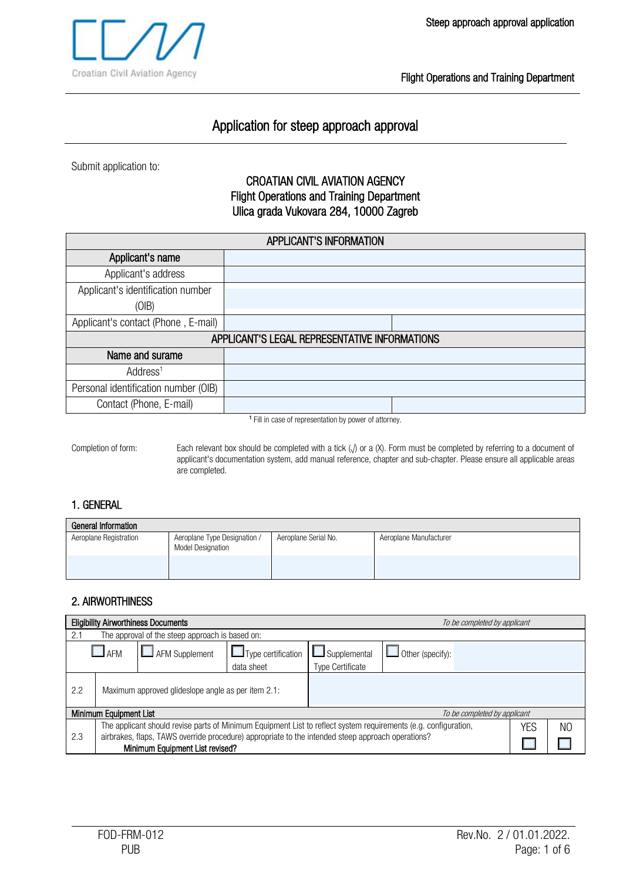Croatian Civil Aviation Agency

# Application for steep approach approval

Submit application to:

**CROATIAN CIVIL AVIATION AGENCY**
**Flight Operations and Training Department**
**Ulica grada Vukovara 284, 10000 Zagreb**

| APPLICANT'S INFORMATION | | |
|---|---|---|
| **Applicant's name** | | |
| Applicant's address | | |
| Applicant's identification number (OIB) | | |
| Applicant's contact (Phone , E-mail) | | |
| **APPLICANT'S LEGAL REPRESENTATIVE INFORMATIONS** | | |
| **Name and surame** | | |
| Address[1] | | |
| Personal identification number (OIB) | | |
| Contact (Phone, E-mail) | | |

[1] Fill in case of representation by power of attorney.

Completion of form: Each relevant box should be completed with a tick (√) or a (X). Form must be completed by referring to a document of applicant's documentation system, add manual reference, chapter and sub-chapter. Please ensure all applicable areas are completed.

## 1. GENERAL

| General Information | | | |
|---|---|---|---|
| Aeroplane Registration | Aeroplane Type Designation / Model Designation | Aeroplane Serial No. | Aeroplane Manufacturer |
| | | | |

## 2. AIRWORTHINESS

| Eligibility Airworthiness Documents | | | | | *To be completed by applicant* | |
|---|---|---|---|---|---|---|
| 2.1 | The approval of the steep approach is based on: | | | | | |
| ☐ AFM | ☐ AFM Supplement | ☐ Type certification data sheet | ☐ Supplemental Type Certificate | ☐ Other (specify): | | |
| 2.2 | Maximum approved glideslope angle as per item 2.1: | | | | | |
| **Minimum Equipment List** | | | | | *To be completed by applicant* | |
| 2.3 | The applicant should revise parts of Minimum Equipment List to reflect system requirements (e.g. configuration, airbrakes, flaps, TAWS override procedure) appropriate to the intended steep approach operations? **Minimum Equipment List revised?** | | | | YES ☐ | NO ☐ |

FOD-FRM-012
PUB

Rev.No. 2 / 01.01.2022.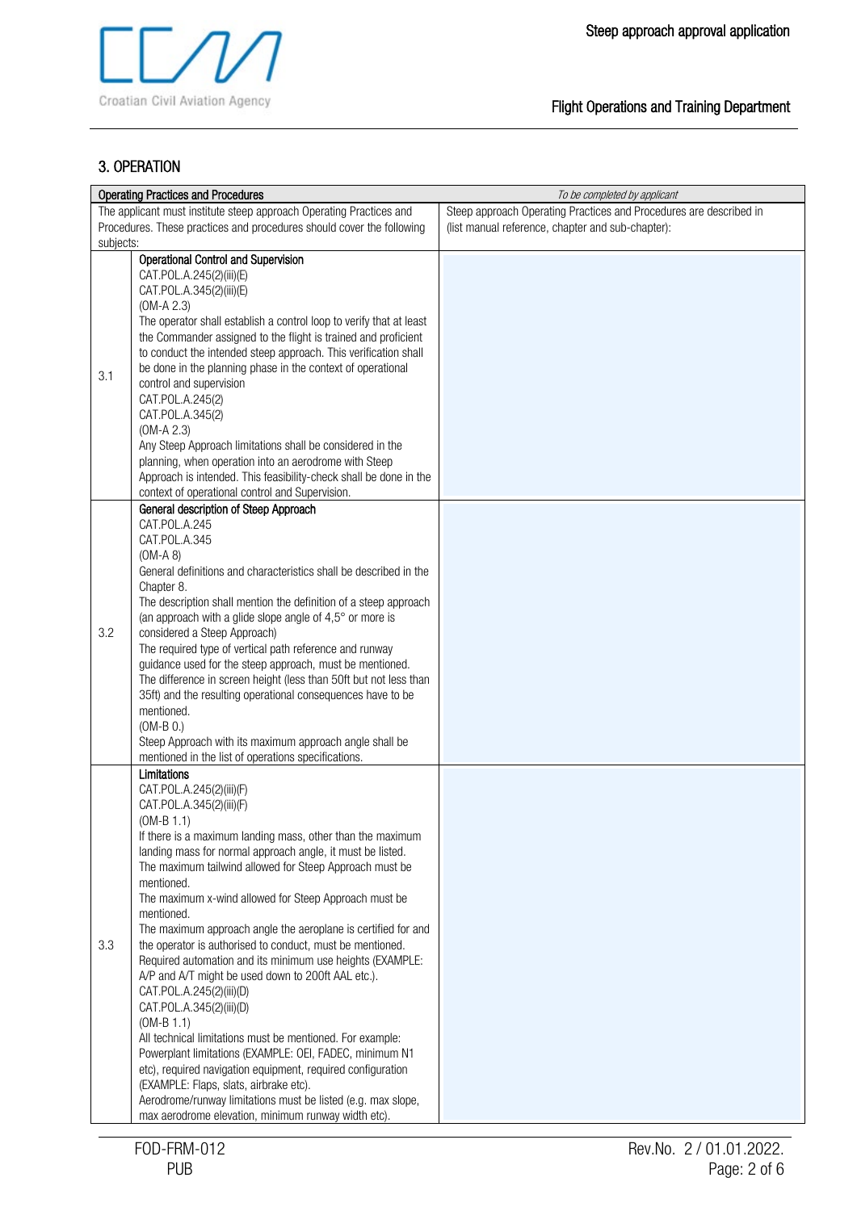## 3. OPERATION

| Operating Practices and Procedures | | *To be completed by applicant* |
|---|---|---|
| The applicant must institute steep approach Operating Practices and Procedures. These practices and procedures should cover the following subjects: | | Steep approach Operating Practices and Procedures are described in (list manual reference, chapter and sub-chapter): |
| 3.1 | **Operational Control and Supervision**<br>CAT.POL.A.245(2)(iii)(E)<br>CAT.POL.A.345(2)(iii)(E)<br>(OM-A 2.3)<br>The operator shall establish a control loop to verify that at least the Commander assigned to the flight is trained and proficient to conduct the intended steep approach. This verification shall be done in the planning phase in the context of operational control and supervision<br>CAT.POL.A.245(2)<br>CAT.POL.A.345(2)<br>(OM-A 2.3)<br>Any Steep Approach limitations shall be considered in the planning, when operation into an aerodrome with Steep Approach is intended. This feasibility-check shall be done in the context of operational control and Supervision. | |
| 3.2 | **General description of Steep Approach**<br>CAT.POL.A.245<br>CAT.POL.A.345<br>(OM-A 8)<br>General definitions and characteristics shall be described in the Chapter 8.<br>The description shall mention the definition of a steep approach (an approach with a glide slope angle of 4,5° or more is considered a Steep Approach)<br>The required type of vertical path reference and runway guidance used for the steep approach, must be mentioned.<br>The difference in screen height (less than 50ft but not less than 35ft) and the resulting operational consequences have to be mentioned.<br>(OM-B 0.)<br>Steep Approach with its maximum approach angle shall be mentioned in the list of operations specifications. | |
| 3.3 | **Limitations**<br>CAT.POL.A.245(2)(iii)(F)<br>CAT.POL.A.345(2)(iii)(F)<br>(OM-B 1.1)<br>If there is a maximum landing mass, other than the maximum landing mass for normal approach angle, it must be listed.<br>The maximum tailwind allowed for Steep Approach must be mentioned.<br>The maximum x-wind allowed for Steep Approach must be mentioned.<br>The maximum approach angle the aeroplane is certified for and the operator is authorised to conduct, must be mentioned.<br>Required automation and its minimum use heights (EXAMPLE: A/P and A/T might be used down to 200ft AAL etc.).<br>CAT.POL.A.245(2)(iii)(D)<br>CAT.POL.A.345(2)(iii)(D)<br>(OM-B 1.1)<br>All technical limitations must be mentioned. For example: Powerplant limitations (EXAMPLE: OEI, FADEC, minimum N1 etc), required navigation equipment, required configuration (EXAMPLE: Flaps, slats, airbrake etc).<br>Aerodrome/runway limitations must be listed (e.g. max slope, max aerodrome elevation, minimum runway width etc). | |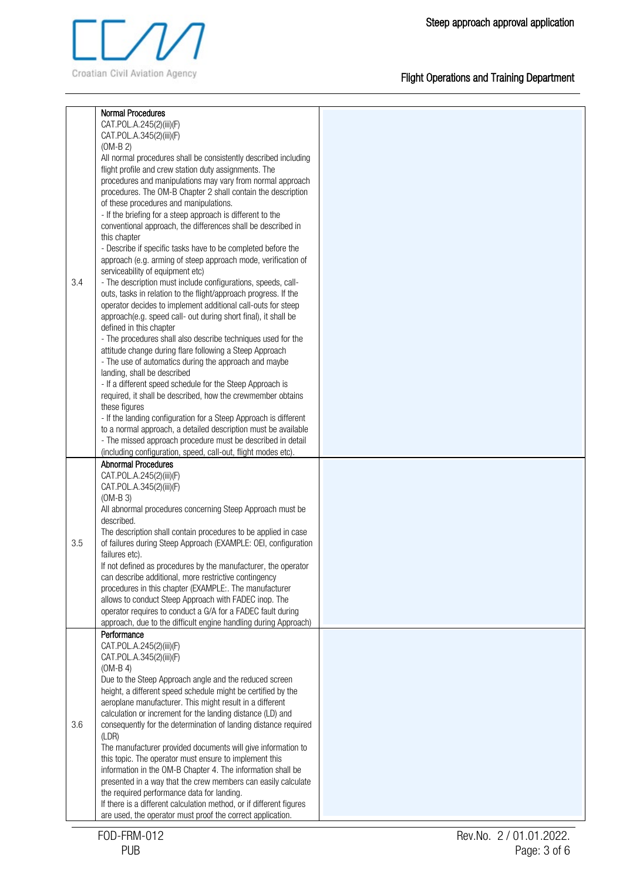| | | |
|---|---|---|
| 3.4 | **Normal Procedures**<br>CAT.POL.A.245(2)(iii)(F)<br>CAT.POL.A.345(2)(iii)(F)<br>(OM-B 2)<br>All normal procedures shall be consistently described including flight profile and crew station duty assignments. The procedures and manipulations may vary from normal approach procedures. The OM-B Chapter 2 shall contain the description of these procedures and manipulations.<br>- If the briefing for a steep approach is different to the conventional approach, the differences shall be described in this chapter<br>- Describe if specific tasks have to be completed before the approach (e.g. arming of steep approach mode, verification of serviceability of equipment etc)<br>- The description must include configurations, speeds, call-outs, tasks in relation to the flight/approach progress. If the operator decides to implement additional call-outs for steep approach(e.g. speed call- out during short final), it shall be defined in this chapter<br>- The procedures shall also describe techniques used for the attitude change during flare following a Steep Approach<br>- The use of automatics during the approach and maybe landing, shall be described<br>- If a different speed schedule for the Steep Approach is required, it shall be described, how the crewmember obtains these figures<br>- If the landing configuration for a Steep Approach is different to a normal approach, a detailed description must be available<br>- The missed approach procedure must be described in detail (including configuration, speed, call-out, flight modes etc). | |
| 3.5 | **Abnormal Procedures**<br>CAT.POL.A.245(2)(iii)(F)<br>CAT.POL.A.345(2)(iii)(F)<br>(OM-B 3)<br>All abnormal procedures concerning Steep Approach must be described.<br>The description shall contain procedures to be applied in case of failures during Steep Approach (EXAMPLE: OEI, configuration failures etc).<br>If not defined as procedures by the manufacturer, the operator can describe additional, more restrictive contingency procedures in this chapter (EXAMPLE:. The manufacturer allows to conduct Steep Approach with FADEC inop. The operator requires to conduct a G/A for a FADEC fault during approach, due to the difficult engine handling during Approach) | |
| 3.6 | **Performance**<br>CAT.POL.A.245(2)(iii)(F)<br>CAT.POL.A.345(2)(iii)(F)<br>(OM-B 4)<br>Due to the Steep Approach angle and the reduced screen height, a different speed schedule might be certified by the aeroplane manufacturer. This might result in a different calculation or increment for the landing distance (LD) and consequently for the determination of landing distance required (LDR)<br>The manufacturer provided documents will give information to this topic. The operator must ensure to implement this information in the OM-B Chapter 4. The information shall be presented in a way that the crew members can easily calculate the required performance data for landing.<br>If there is a different calculation method, or if different figures are used, the operator must proof the correct application. | |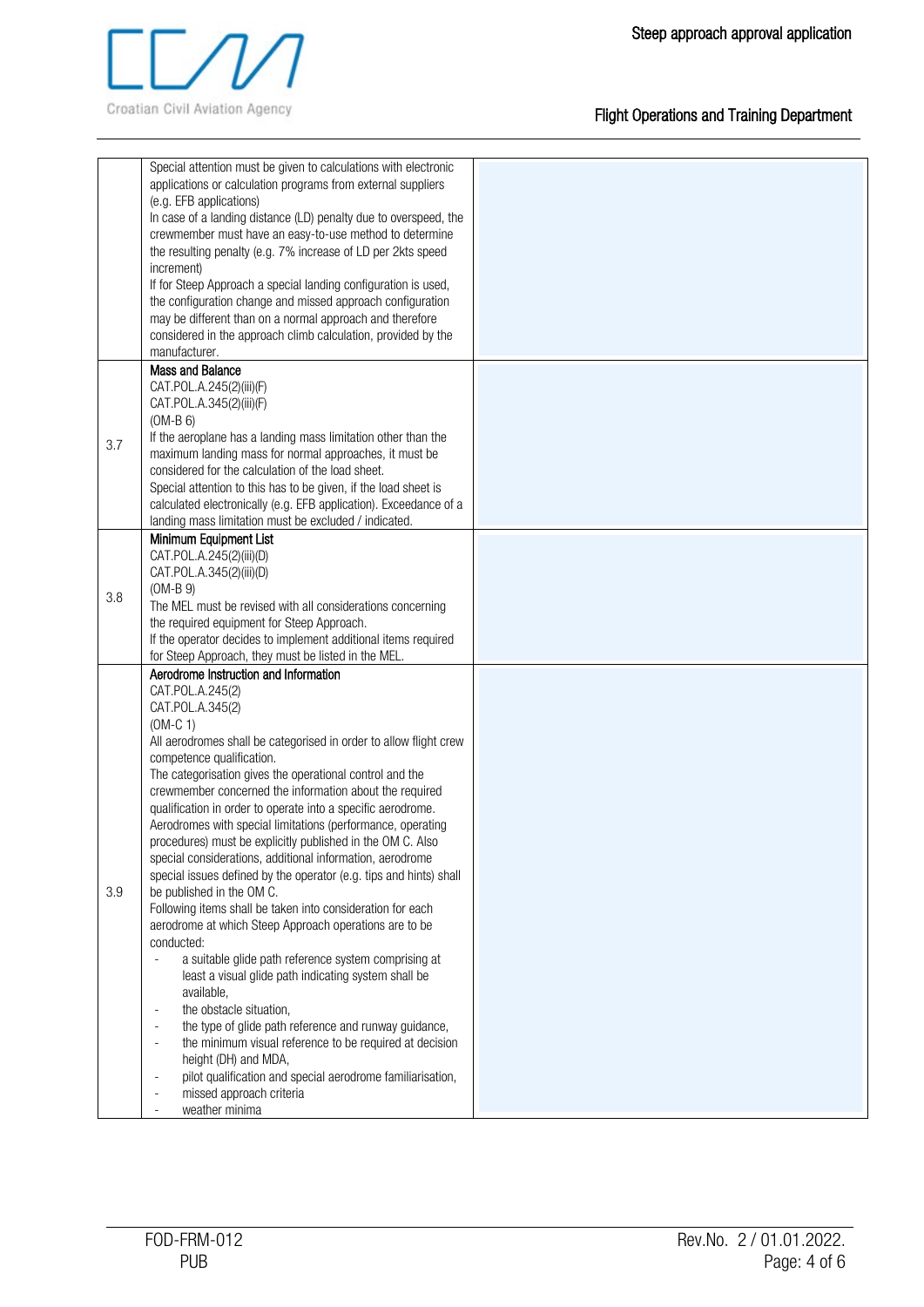| | | |
|---|---|---|
| | Special attention must be given to calculations with electronic applications or calculation programs from external suppliers (e.g. EFB applications)<br>In case of a landing distance (LD) penalty due to overspeed, the crewmember must have an easy-to-use method to determine the resulting penalty (e.g. 7% increase of LD per 2kts speed increment)<br>If for Steep Approach a special landing configuration is used, the configuration change and missed approach configuration may be different than on a normal approach and therefore considered in the approach climb calculation, provided by the manufacturer. | |
| 3.7 | **Mass and Balance**<br>CAT.POL.A.245(2)(iii)(F)<br>CAT.POL.A.345(2)(iii)(F)<br>(OM-B 6)<br>If the aeroplane has a landing mass limitation other than the maximum landing mass for normal approaches, it must be considered for the calculation of the load sheet.<br>Special attention to this has to be given, if the load sheet is calculated electronically (e.g. EFB application). Exceedance of a landing mass limitation must be excluded / indicated. | |
| 3.8 | **Minimum Equipment List**<br>CAT.POL.A.245(2)(iii)(D)<br>CAT.POL.A.345(2)(iii)(D)<br>(OM-B 9)<br>The MEL must be revised with all considerations concerning the required equipment for Steep Approach.<br>If the operator decides to implement additional items required for Steep Approach, they must be listed in the MEL. | |
| 3.9 | **Aerodrome Instruction and Information**<br>CAT.POL.A.245(2)<br>CAT.POL.A.345(2)<br>(OM-C 1)<br>All aerodromes shall be categorised in order to allow flight crew competence qualification.<br>The categorisation gives the operational control and the crewmember concerned the information about the required qualification in order to operate into a specific aerodrome.<br>Aerodromes with special limitations (performance, operating procedures) must be explicitly published in the OM C. Also special considerations, additional information, aerodrome special issues defined by the operator (e.g. tips and hints) shall be published in the OM C.<br>Following items shall be taken into consideration for each aerodrome at which Steep Approach operations are to be conducted:<br>- a suitable glide path reference system comprising at least a visual glide path indicating system shall be available,<br>- the obstacle situation,<br>- the type of glide path reference and runway guidance,<br>- the minimum visual reference to be required at decision height (DH) and MDA,<br>- pilot qualification and special aerodrome familiarisation,<br>- missed approach criteria<br>- weather minima | |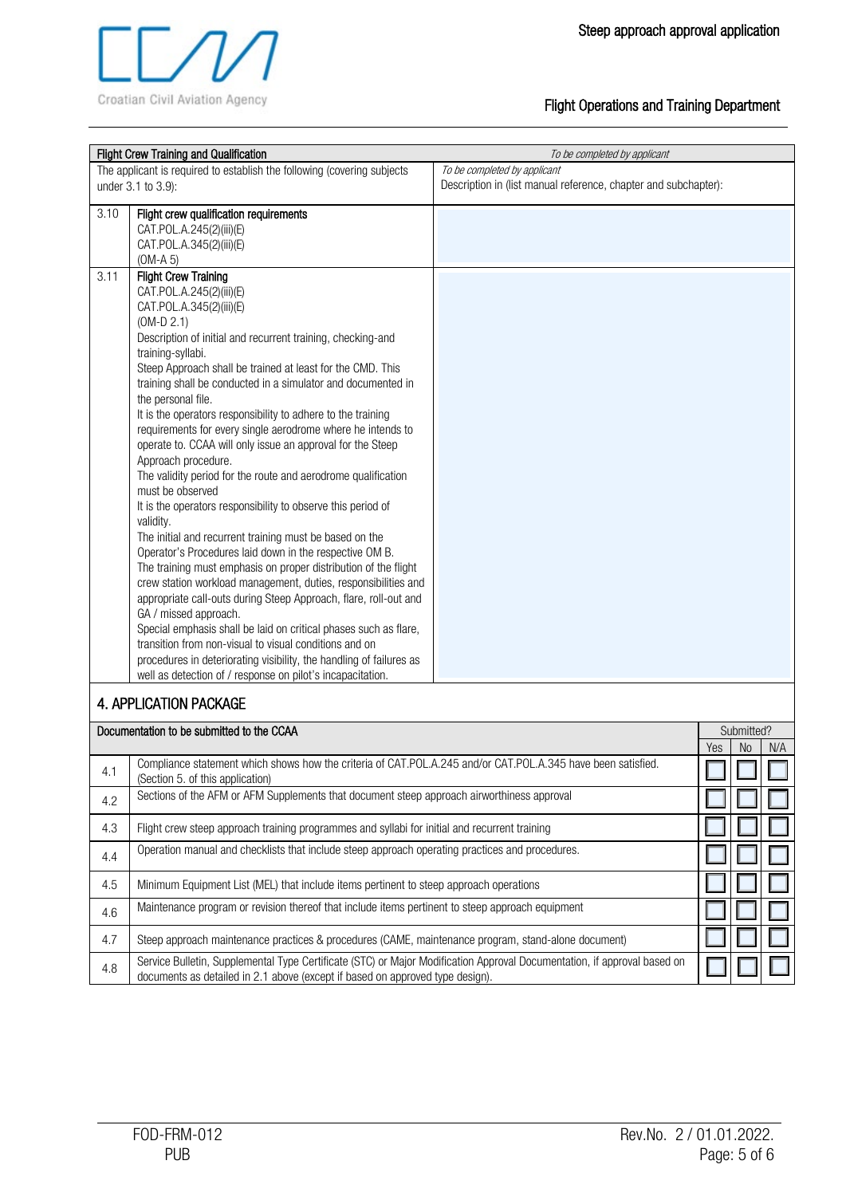| Flight Crew Training and Qualification | | *To be completed by applicant* |
|---|---|---|
| The applicant is required to establish the following (covering subjects under 3.1 to 3.9): | | *To be completed by applicant* Description in (list manual reference, chapter and subchapter): |
| 3.10 | **Flight crew qualification requirements** CAT.POL.A.245(2)(iii)(E) CAT.POL.A.345(2)(iii)(E) (OM-A 5) | |
| 3.11 | **Flight Crew Training** CAT.POL.A.245(2)(iii)(E) CAT.POL.A.345(2)(iii)(E) (OM-D 2.1) Description of initial and recurrent training, checking-and training-syllabi. Steep Approach shall be trained at least for the CMD. This training shall be conducted in a simulator and documented in the personal file. It is the operators responsibility to adhere to the training requirements for every single aerodrome where he intends to operate to. CCAA will only issue an approval for the Steep Approach procedure. The validity period for the route and aerodrome qualification must be observed It is the operators responsibility to observe this period of validity. The initial and recurrent training must be based on the Operator's Procedures laid down in the respective OM B. The training must emphasis on proper distribution of the flight crew station workload management, duties, responsibilities and appropriate call-outs during Steep Approach, flare, roll-out and GA / missed approach. Special emphasis shall be laid on critical phases such as flare, transition from non-visual to visual conditions and on procedures in deteriorating visibility, the handling of failures as well as detection of / response on pilot's incapacitation. | |

## 4. APPLICATION PACKAGE

| | Documentation to be submitted to the CCAA | Submitted? | | |
|---|---|---|---|---|
| | | Yes | No | N/A |
| 4.1 | Compliance statement which shows how the criteria of CAT.POL.A.245 and/or CAT.POL.A.345 have been satisfied. (Section 5. of this application) | ☐ | ☐ | ☐ |
| 4.2 | Sections of the AFM or AFM Supplements that document steep approach airworthiness approval | ☐ | ☐ | ☐ |
| 4.3 | Flight crew steep approach training programmes and syllabi for initial and recurrent training | ☐ | ☐ | ☐ |
| 4.4 | Operation manual and checklists that include steep approach operating practices and procedures. | ☐ | ☐ | ☐ |
| 4.5 | Minimum Equipment List (MEL) that include items pertinent to steep approach operations | ☐ | ☐ | ☐ |
| 4.6 | Maintenance program or revision thereof that include items pertinent to steep approach equipment | ☐ | ☐ | ☐ |
| 4.7 | Steep approach maintenance practices & procedures (CAME, maintenance program, stand-alone document) | ☐ | ☐ | ☐ |
| 4.8 | Service Bulletin, Supplemental Type Certificate (STC) or Major Modification Approval Documentation, if approval based on documents as detailed in 2.1 above (except if based on approved type design). | ☐ | ☐ | ☐ |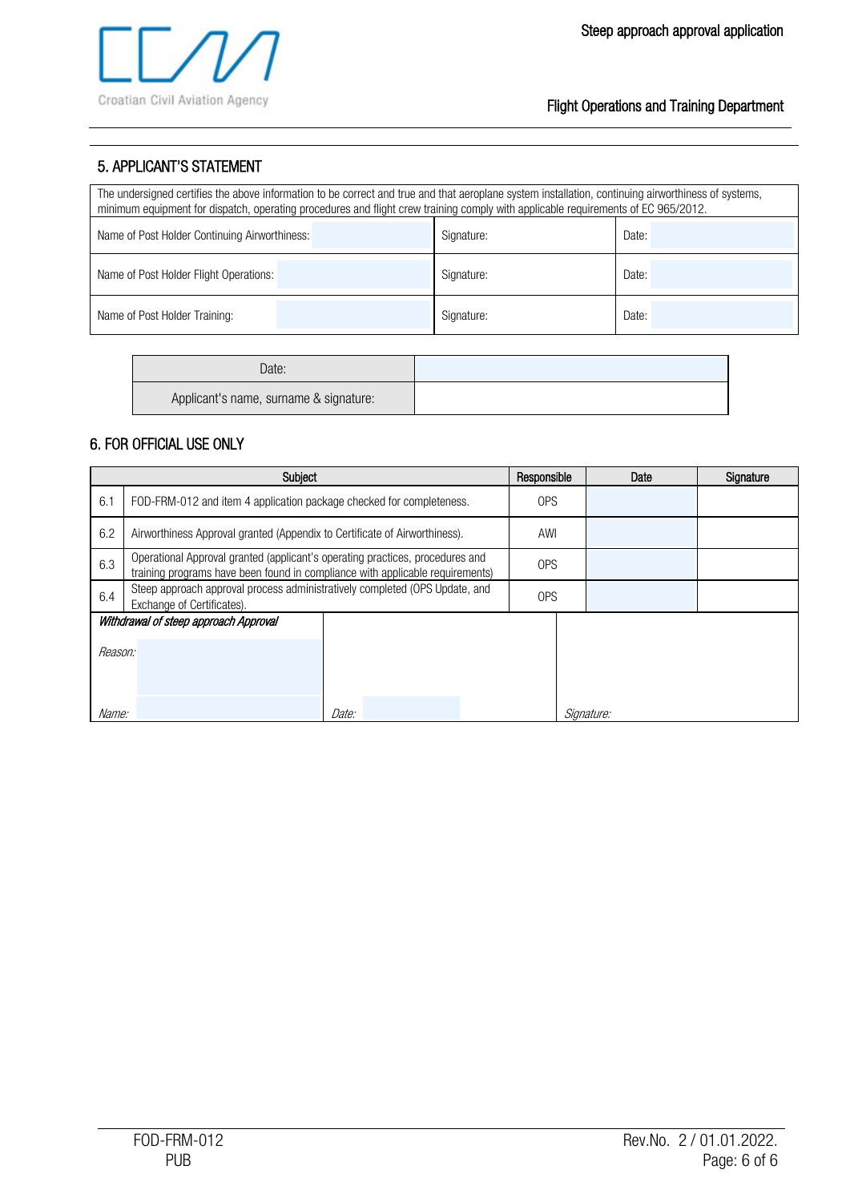## 5. APPLICANT'S STATEMENT

| | | |
|---|---|---|
| The undersigned certifies the above information to be correct and true and that aeroplane system installation, continuing airworthiness of systems, minimum equipment for dispatch, operating procedures and flight crew training comply with applicable requirements of EC 965/2012. | | |
| Name of Post Holder Continuing Airworthiness: | Signature: | Date: |
| Name of Post Holder Flight Operations: | Signature: | Date: |
| Name of Post Holder Training: | Signature: | Date: |

| | |
|---|---|
| Date: | |
| Applicant's name, surname & signature: | |

## 6. FOR OFFICIAL USE ONLY

| | Subject | Responsible | Date | Signature |
|---|---|---|---|---|
| 6.1 | FOD-FRM-012 and item 4 application package checked for completeness. | OPS | | |
| 6.2 | Airworthiness Approval granted (Appendix to Certificate of Airworthiness). | AWI | | |
| 6.3 | Operational Approval granted (applicant's operating practices, procedures and training programs have been found in compliance with applicable requirements) | OPS | | |
| 6.4 | Steep approach approval process administratively completed (OPS Update, and Exchange of Certificates). | OPS | | |

*Withdrawal of steep approach Approval*

*Reason:*

*Name:* *Date:* *Signature:*